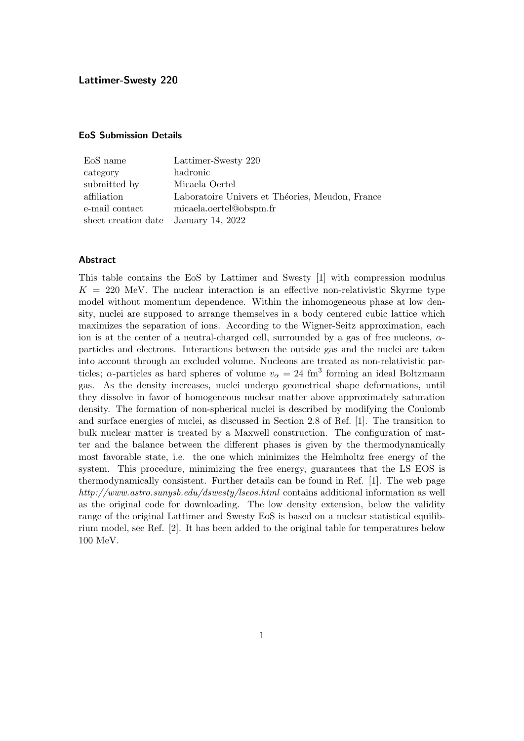# Lattimer-Swesty 220

## EoS Submission Details

| | |
|---|---|
| EoS name | Lattimer-Swesty 220 |
| category | hadronic |
| submitted by | Micaela Oertel |
| affiliation | Laboratoire Univers et Théories, Meudon, France |
| e-mail contact | micaela.oertel@obspm.fr |
| sheet creation date | January 14, 2022 |

## Abstract

This table contains the EoS by Lattimer and Swesty [1] with compression modulus $K = 220$ MeV. The nuclear interaction is an effective non-relativistic Skyrme type model without momentum dependence. Within the inhomogeneous phase at low density, nuclei are supposed to arrange themselves in a body centered cubic lattice which maximizes the separation of ions. According to the Wigner-Seitz approximation, each ion is at the center of a neutral-charged cell, surrounded by a gas of free nucleons, $\alpha$-particles and electrons. Interactions between the outside gas and the nuclei are taken into account through an excluded volume. Nucleons are treated as non-relativistic particles; $\alpha$-particles as hard spheres of volume $v_\alpha = 24$ fm$^3$ forming an ideal Boltzmann gas. As the density increases, nuclei undergo geometrical shape deformations, until they dissolve in favor of homogeneous nuclear matter above approximately saturation density. The formation of non-spherical nuclei is described by modifying the Coulomb and surface energies of nuclei, as discussed in Section 2.8 of Ref. [1]. The transition to bulk nuclear matter is treated by a Maxwell construction. The configuration of matter and the balance between the different phases is given by the thermodynamically most favorable state, i.e. the one which minimizes the Helmholtz free energy of the system. This procedure, minimizing the free energy, guarantees that the LS EOS is thermodynamically consistent. Further details can be found in Ref. [1]. The web page *http://www.astro.sunysb.edu/dswesty/lseos.html* contains additional information as well as the original code for downloading. The low density extension, below the validity range of the original Lattimer and Swesty EoS is based on a nuclear statistical equilibrium model, see Ref. [2]. It has been added to the original table for temperatures below 100 MeV.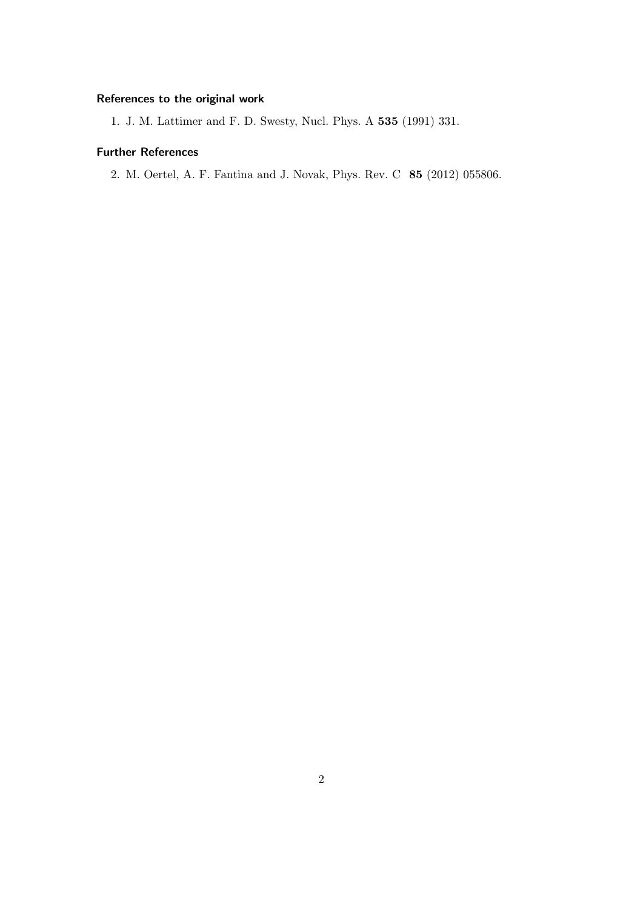### References to the original work

1. J. M. Lattimer and F. D. Swesty, Nucl. Phys. A **535** (1991) 331.

### Further References

2. M. Oertel, A. F. Fantina and J. Novak, Phys. Rev. C **85** (2012) 055806.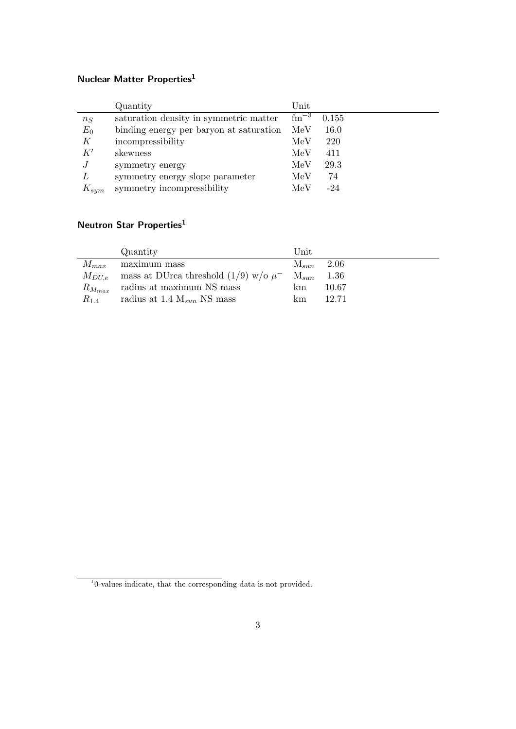### Nuclear Matter Properties[1]

| | Quantity | Unit | |
|---|---|---|---|
| $n_S$ | saturation density in symmetric matter | $\mathrm{fm}^{-3}$ | 0.155 |
| $E_0$ | binding energy per baryon at saturation | MeV | 16.0 |
| $K$ | incompressibility | MeV | 220 |
| $K'$ | skewness | MeV | 411 |
| $J$ | symmetry energy | MeV | 29.3 |
| $L$ | symmetry energy slope parameter | MeV | 74 |
| $K_{sym}$ | symmetry incompressibility | MeV | -24 |

### Neutron Star Properties[1]

| | Quantity | Unit | |
|---|---|---|---|
| $M_{max}$ | maximum mass | $\mathrm{M}_{sun}$ | 2.06 |
| $M_{DU,e}$ | mass at DUrca threshold (1/9) w/o $\mu^-$ | $\mathrm{M}_{sun}$ | 1.36 |
| $R_{M_{max}}$ | radius at maximum NS mass | km | 10.67 |
| $R_{1.4}$ | radius at 1.4 $\mathrm{M}_{sun}$ NS mass | km | 12.71 |

[1] 0-values indicate, that the corresponding data is not provided.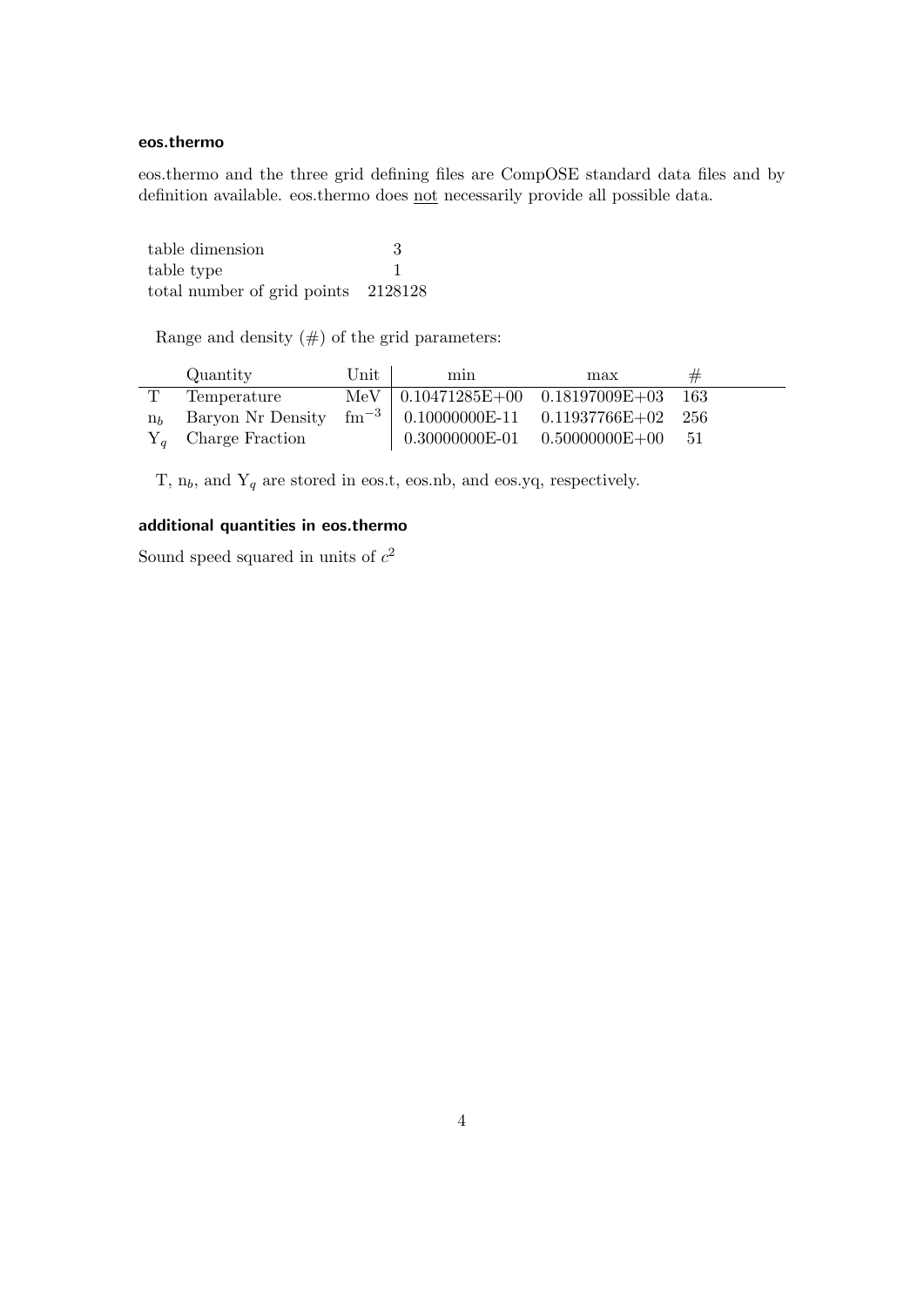### eos.thermo

eos.thermo and the three grid defining files are CompOSE standard data files and by definition available. eos.thermo does <u>not</u> necessarily provide all possible data.

| | |
|---|---|
| table dimension | 3 |
| table type | 1 |
| total number of grid points | 2128128 |

Range and density (#) of the grid parameters:

| | Quantity | Unit | min | max | # |
|---|---|---|---|---|---|
| T | Temperature | MeV | 0.10471285E+00 | 0.18197009E+03 | 163 |
| $n_b$ | Baryon Nr Density | $\mathrm{fm}^{-3}$ | 0.10000000E-11 | 0.11937766E+02 | 256 |
| $Y_q$ | Charge Fraction | | 0.30000000E-01 | 0.50000000E+00 | 51 |

T, $n_b$, and $Y_q$ are stored in eos.t, eos.nb, and eos.yq, respectively.

### additional quantities in eos.thermo

Sound speed squared in units of $c^2$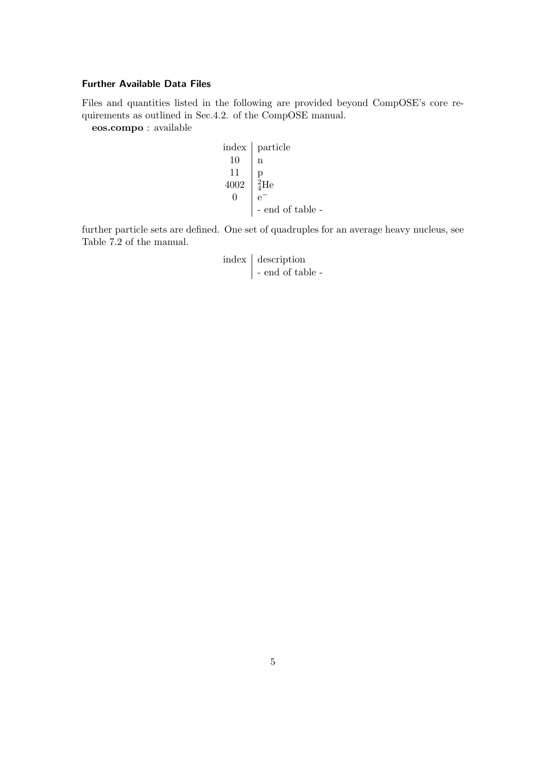### Further Available Data Files

Files and quantities listed in the following are provided beyond CompOSE's core requirements as outlined in Sec.4.2. of the CompOSE manual.

**eos.compo** : available

| index | particle |
|---|---|
| 10 | n |
| 11 | p |
| 4002 | $^{2}_{4}$He |
| 0 | $e^-$ |
| | - end of table - |

further particle sets are defined. One set of quadruples for an average heavy nucleus, see Table 7.2 of the manual.

| index | description |
|---|---|
| | - end of table - |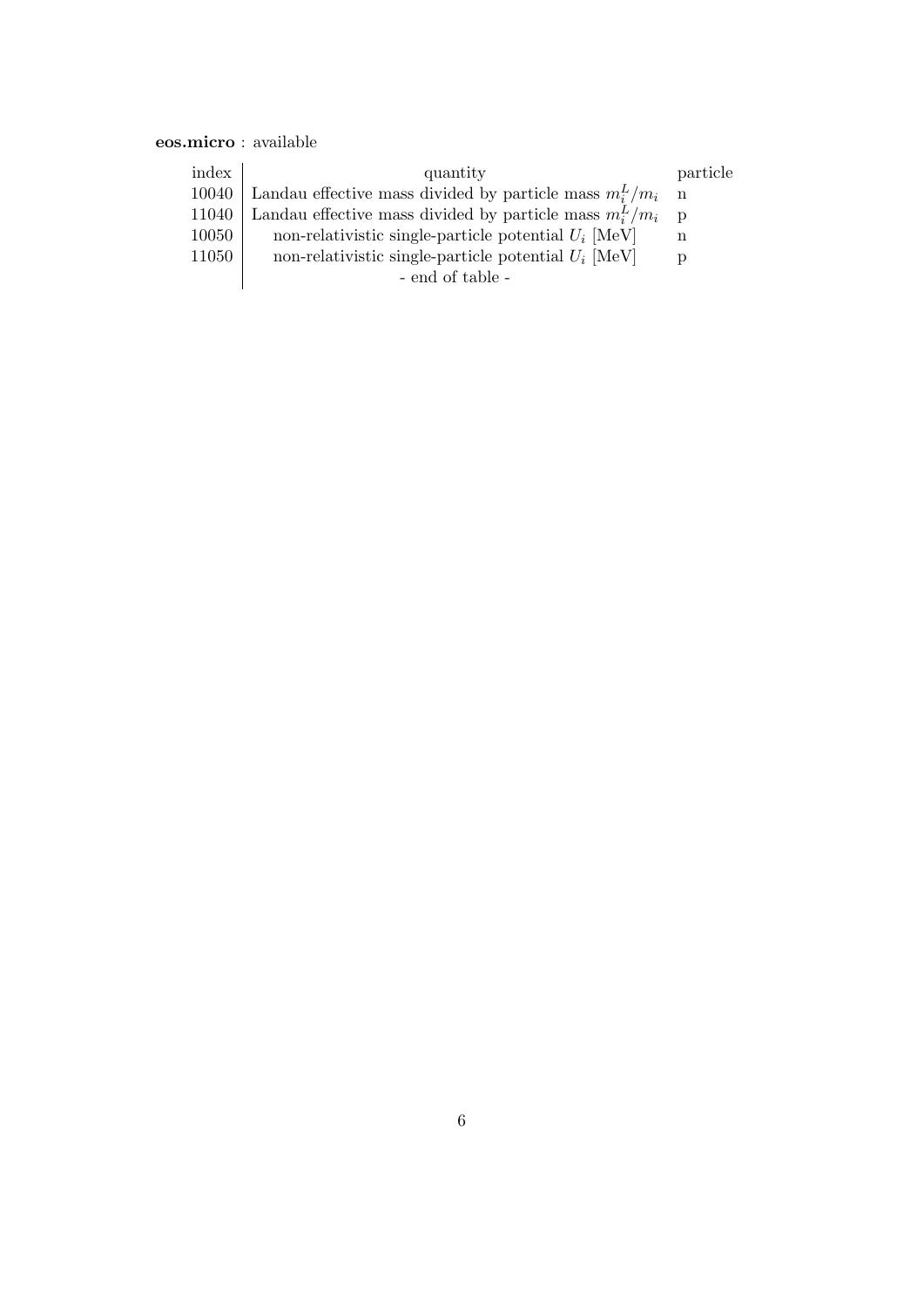**eos.micro** : available

| index | quantity | particle |
|---|---|---|
| 10040 | Landau effective mass divided by particle mass $m_i^L/m_i$ | n |
| 11040 | Landau effective mass divided by particle mass $m_i^L/m_i$ | p |
| 10050 | non-relativistic single-particle potential $U_i$ [MeV] | n |
| 11050 | non-relativistic single-particle potential $U_i$ [MeV] | p |
| | - end of table - | |